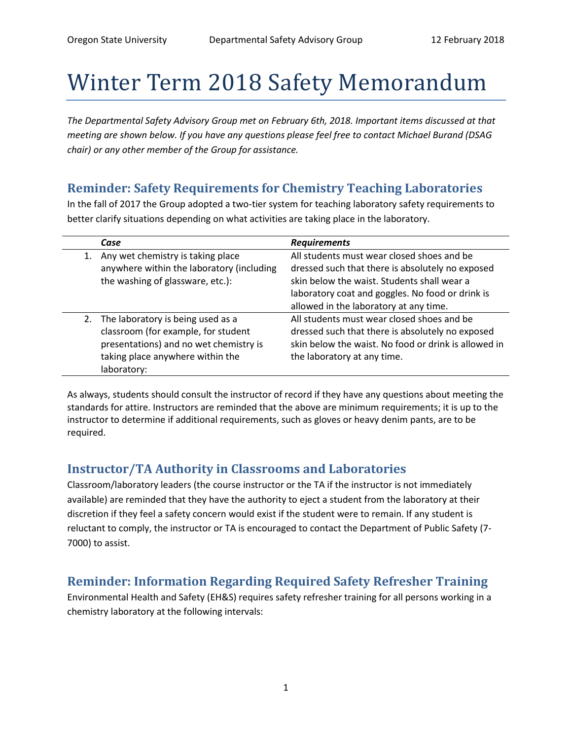# Winter Term 2018 Safety Memorandum

*The Departmental Safety Advisory Group met on February 6th, 2018. Important items discussed at that meeting are shown below. If you have any questions please feel free to contact Michael Burand (DSAG chair) or any other member of the Group for assistance.*

## Reminder: Safety Requirements for Chemistry Teaching Laboratories

In the fall of 2017 the Group adopted a two-tier system for teaching laboratory safety requirements to better clarify situations depending on what activities are taking place in the laboratory.

| | ***Case*** | ***Requirements*** |
|---|---|---|
| 1. | Any wet chemistry is taking place anywhere within the laboratory (including the washing of glassware, etc.): | All students must wear closed shoes and be dressed such that there is absolutely no exposed skin below the waist. Students shall wear a laboratory coat and goggles. No food or drink is allowed in the laboratory at any time. |
| 2. | The laboratory is being used as a classroom (for example, for student presentations) and no wet chemistry is taking place anywhere within the laboratory: | All students must wear closed shoes and be dressed such that there is absolutely no exposed skin below the waist. No food or drink is allowed in the laboratory at any time. |

As always, students should consult the instructor of record if they have any questions about meeting the standards for attire. Instructors are reminded that the above are minimum requirements; it is up to the instructor to determine if additional requirements, such as gloves or heavy denim pants, are to be required.

## Instructor/TA Authority in Classrooms and Laboratories

Classroom/laboratory leaders (the course instructor or the TA if the instructor is not immediately available) are reminded that they have the authority to eject a student from the laboratory at their discretion if they feel a safety concern would exist if the student were to remain. If any student is reluctant to comply, the instructor or TA is encouraged to contact the Department of Public Safety (7-7000) to assist.

## Reminder: Information Regarding Required Safety Refresher Training

Environmental Health and Safety (EH&S) requires safety refresher training for all persons working in a chemistry laboratory at the following intervals: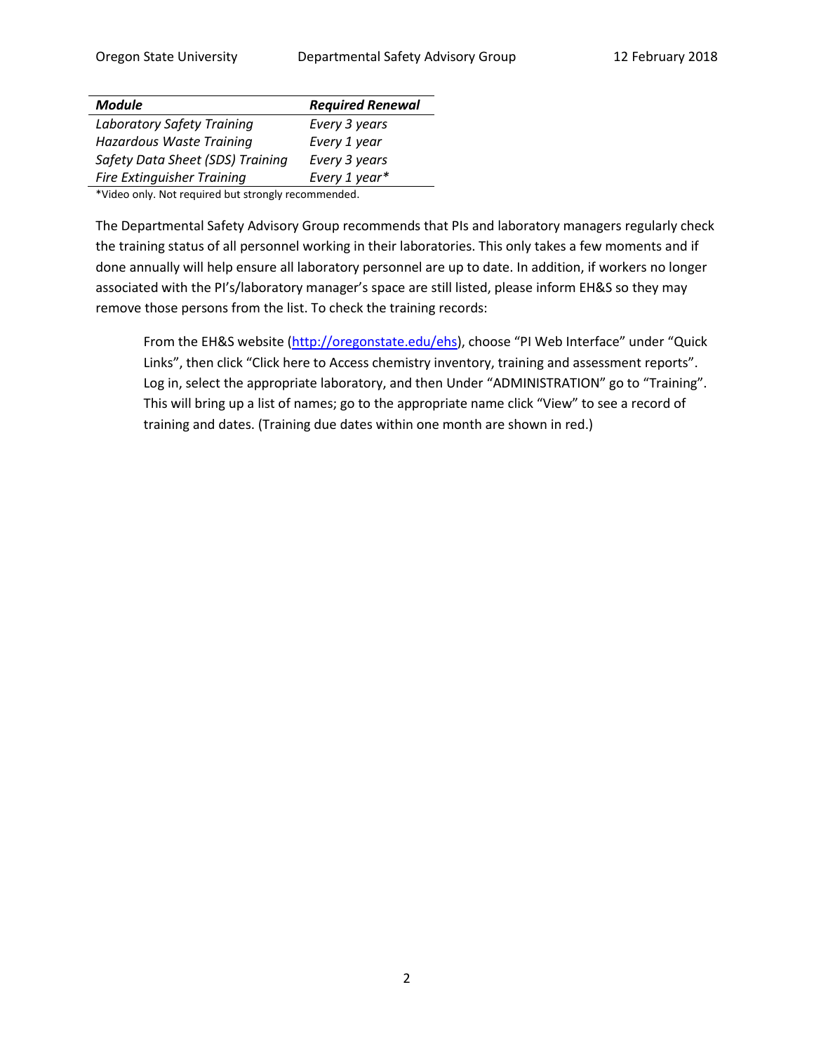| ***Module*** | ***Required Renewal*** |
|---|---|
| *Laboratory Safety Training* | *Every 3 years* |
| *Hazardous Waste Training* | *Every 1 year* |
| *Safety Data Sheet (SDS) Training* | *Every 3 years* |
| *Fire Extinguisher Training* | *Every 1 year** |

*Video only. Not required but strongly recommended.

The Departmental Safety Advisory Group recommends that PIs and laboratory managers regularly check the training status of all personnel working in their laboratories. This only takes a few moments and if done annually will help ensure all laboratory personnel are up to date. In addition, if workers no longer associated with the PI's/laboratory manager's space are still listed, please inform EH&S so they may remove those persons from the list. To check the training records:

> From the EH&S website (http://oregonstate.edu/ehs), choose "PI Web Interface" under "Quick Links", then click "Click here to Access chemistry inventory, training and assessment reports". Log in, select the appropriate laboratory, and then Under "ADMINISTRATION" go to "Training". This will bring up a list of names; go to the appropriate name click "View" to see a record of training and dates. (Training due dates within one month are shown in red.)